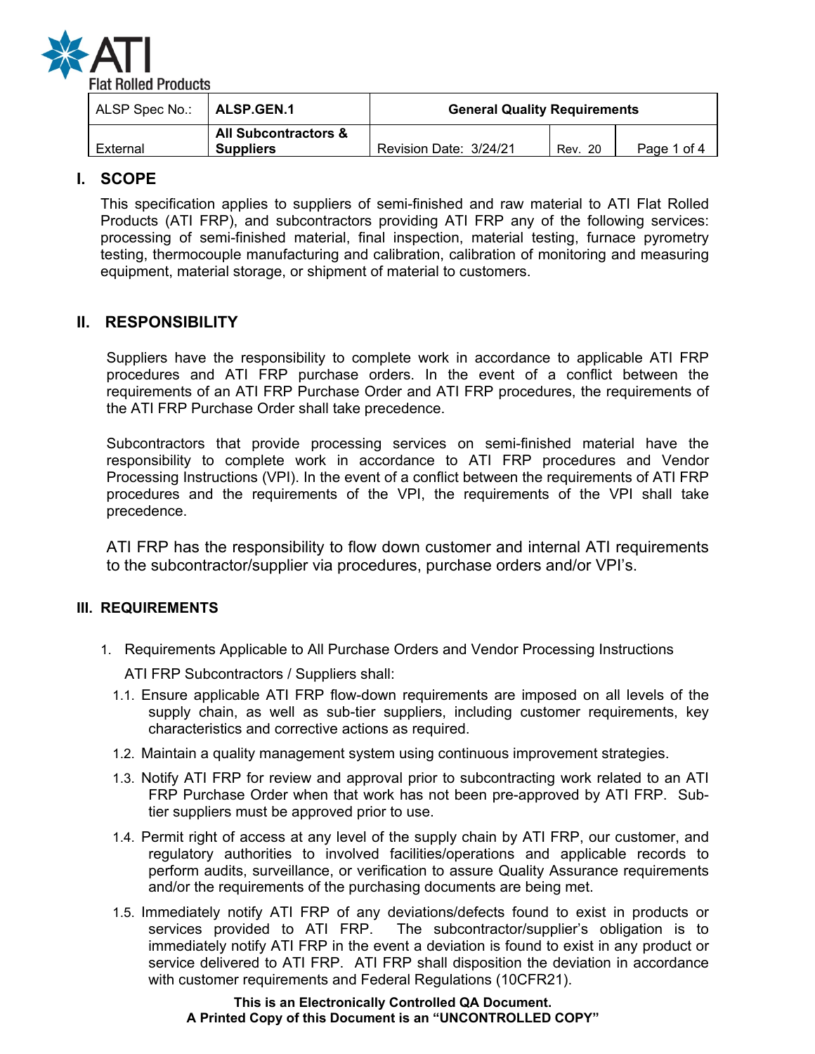| ALSP Spec No.: | ALSP.GEN.1 | General Quality Requirements | | |
|---|---|---|---|---|
| External | All Subcontractors & Suppliers | Revision Date: 3/24/21 | Rev. 20 | Page 1 of 4 |

# I. SCOPE

This specification applies to suppliers of semi-finished and raw material to ATI Flat Rolled Products (ATI FRP), and subcontractors providing ATI FRP any of the following services: processing of semi-finished material, final inspection, material testing, furnace pyrometry testing, thermocouple manufacturing and calibration, calibration of monitoring and measuring equipment, material storage, or shipment of material to customers.

# II. RESPONSIBILITY

Suppliers have the responsibility to complete work in accordance to applicable ATI FRP procedures and ATI FRP purchase orders. In the event of a conflict between the requirements of an ATI FRP Purchase Order and ATI FRP procedures, the requirements of the ATI FRP Purchase Order shall take precedence.

Subcontractors that provide processing services on semi-finished material have the responsibility to complete work in accordance to ATI FRP procedures and Vendor Processing Instructions (VPI). In the event of a conflict between the requirements of ATI FRP procedures and the requirements of the VPI, the requirements of the VPI shall take precedence.

ATI FRP has the responsibility to flow down customer and internal ATI requirements to the subcontractor/supplier via procedures, purchase orders and/or VPI's.

# III. REQUIREMENTS

1. Requirements Applicable to All Purchase Orders and Vendor Processing Instructions

   ATI FRP Subcontractors / Suppliers shall:

   1.1. Ensure applicable ATI FRP flow-down requirements are imposed on all levels of the supply chain, as well as sub-tier suppliers, including customer requirements, key characteristics and corrective actions as required.

   1.2. Maintain a quality management system using continuous improvement strategies.

   1.3. Notify ATI FRP for review and approval prior to subcontracting work related to an ATI FRP Purchase Order when that work has not been pre-approved by ATI FRP. Sub-tier suppliers must be approved prior to use.

   1.4. Permit right of access at any level of the supply chain by ATI FRP, our customer, and regulatory authorities to involved facilities/operations and applicable records to perform audits, surveillance, or verification to assure Quality Assurance requirements and/or the requirements of the purchasing documents are being met.

   1.5. Immediately notify ATI FRP of any deviations/defects found to exist in products or services provided to ATI FRP. The subcontractor/supplier's obligation is to immediately notify ATI FRP in the event a deviation is found to exist in any product or service delivered to ATI FRP. ATI FRP shall disposition the deviation in accordance with customer requirements and Federal Regulations (10CFR21).

**This is an Electronically Controlled QA Document.**
**A Printed Copy of this Document is an "UNCONTROLLED COPY"**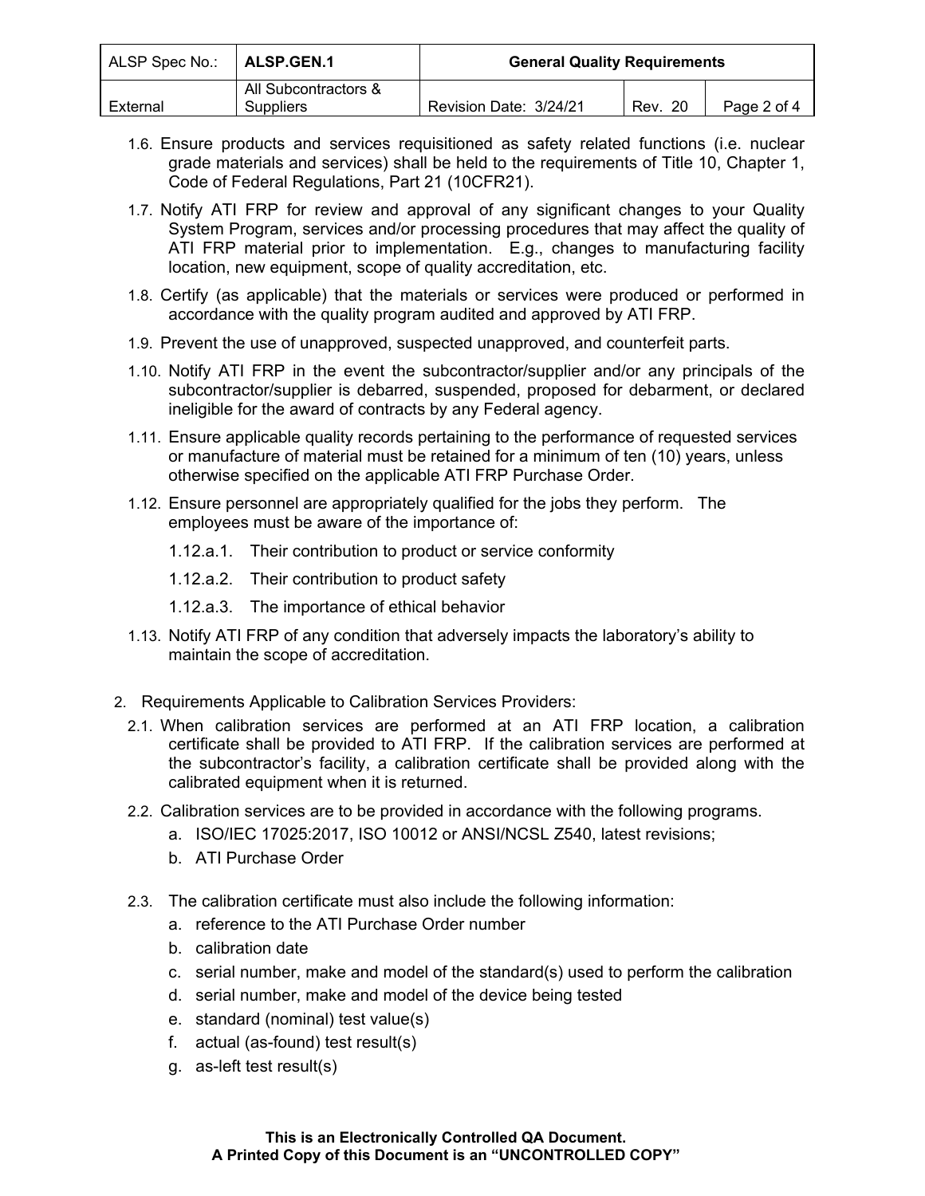1.6. Ensure products and services requisitioned as safety related functions (i.e. nuclear grade materials and services) shall be held to the requirements of Title 10, Chapter 1, Code of Federal Regulations, Part 21 (10CFR21).

1.7. Notify ATI FRP for review and approval of any significant changes to your Quality System Program, services and/or processing procedures that may affect the quality of ATI FRP material prior to implementation. E.g., changes to manufacturing facility location, new equipment, scope of quality accreditation, etc.

1.8. Certify (as applicable) that the materials or services were produced or performed in accordance with the quality program audited and approved by ATI FRP.

1.9. Prevent the use of unapproved, suspected unapproved, and counterfeit parts.

1.10. Notify ATI FRP in the event the subcontractor/supplier and/or any principals of the subcontractor/supplier is debarred, suspended, proposed for debarment, or declared ineligible for the award of contracts by any Federal agency.

1.11. Ensure applicable quality records pertaining to the performance of requested services or manufacture of material must be retained for a minimum of ten (10) years, unless otherwise specified on the applicable ATI FRP Purchase Order.

1.12. Ensure personnel are appropriately qualified for the jobs they perform. The employees must be aware of the importance of:

1.12.a.1. Their contribution to product or service conformity

1.12.a.2. Their contribution to product safety

1.12.a.3. The importance of ethical behavior

1.13. Notify ATI FRP of any condition that adversely impacts the laboratory's ability to maintain the scope of accreditation.

2. Requirements Applicable to Calibration Services Providers:

2.1. When calibration services are performed at an ATI FRP location, a calibration certificate shall be provided to ATI FRP. If the calibration services are performed at the subcontractor's facility, a calibration certificate shall be provided along with the calibrated equipment when it is returned.

2.2. Calibration services are to be provided in accordance with the following programs.

a. ISO/IEC 17025:2017, ISO 10012 or ANSI/NCSL Z540, latest revisions;
b. ATI Purchase Order

2.3. The calibration certificate must also include the following information:

a. reference to the ATI Purchase Order number
b. calibration date
c. serial number, make and model of the standard(s) used to perform the calibration
d. serial number, make and model of the device being tested
e. standard (nominal) test value(s)
f. actual (as-found) test result(s)
g. as-left test result(s)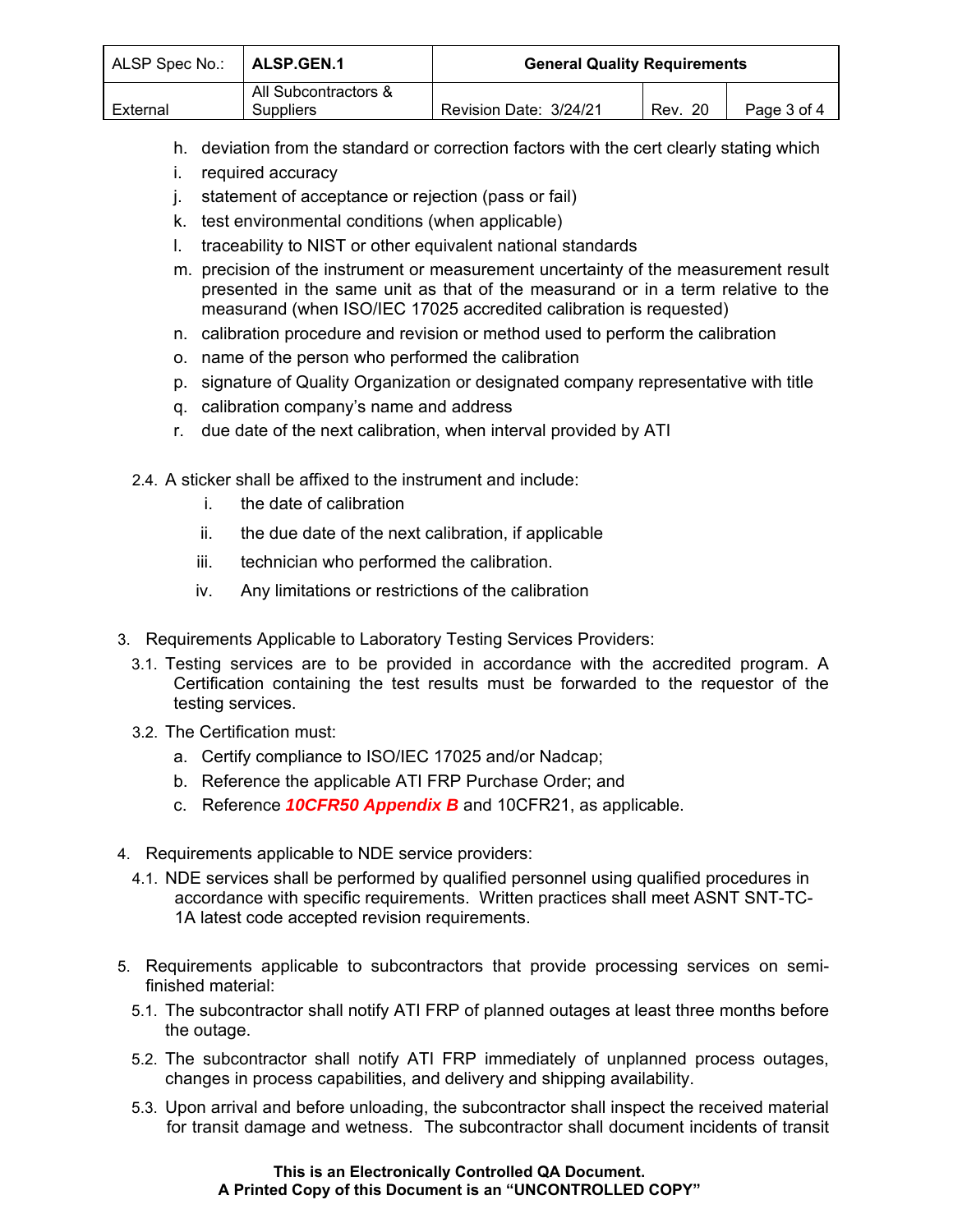h. deviation from the standard or correction factors with the cert clearly stating which
i. required accuracy
j. statement of acceptance or rejection (pass or fail)
k. test environmental conditions (when applicable)
l. traceability to NIST or other equivalent national standards
m. precision of the instrument or measurement uncertainty of the measurement result presented in the same unit as that of the measurand or in a term relative to the measurand (when ISO/IEC 17025 accredited calibration is requested)
n. calibration procedure and revision or method used to perform the calibration
o. name of the person who performed the calibration
p. signature of Quality Organization or designated company representative with title
q. calibration company's name and address
r. due date of the next calibration, when interval provided by ATI

2.4. A sticker shall be affixed to the instrument and include:

i. the date of calibration
ii. the due date of the next calibration, if applicable
iii. technician who performed the calibration.
iv. Any limitations or restrictions of the calibration

3. Requirements Applicable to Laboratory Testing Services Providers:

3.1. Testing services are to be provided in accordance with the accredited program. A Certification containing the test results must be forwarded to the requestor of the testing services.

3.2. The Certification must:

a. Certify compliance to ISO/IEC 17025 and/or Nadcap;
b. Reference the applicable ATI FRP Purchase Order; and
c. Reference ***10CFR50 Appendix B*** and 10CFR21, as applicable.

4. Requirements applicable to NDE service providers:

4.1. NDE services shall be performed by qualified personnel using qualified procedures in accordance with specific requirements. Written practices shall meet ASNT SNT-TC-1A latest code accepted revision requirements.

5. Requirements applicable to subcontractors that provide processing services on semi-finished material:

5.1. The subcontractor shall notify ATI FRP of planned outages at least three months before the outage.

5.2. The subcontractor shall notify ATI FRP immediately of unplanned process outages, changes in process capabilities, and delivery and shipping availability.

5.3. Upon arrival and before unloading, the subcontractor shall inspect the received material for transit damage and wetness. The subcontractor shall document incidents of transit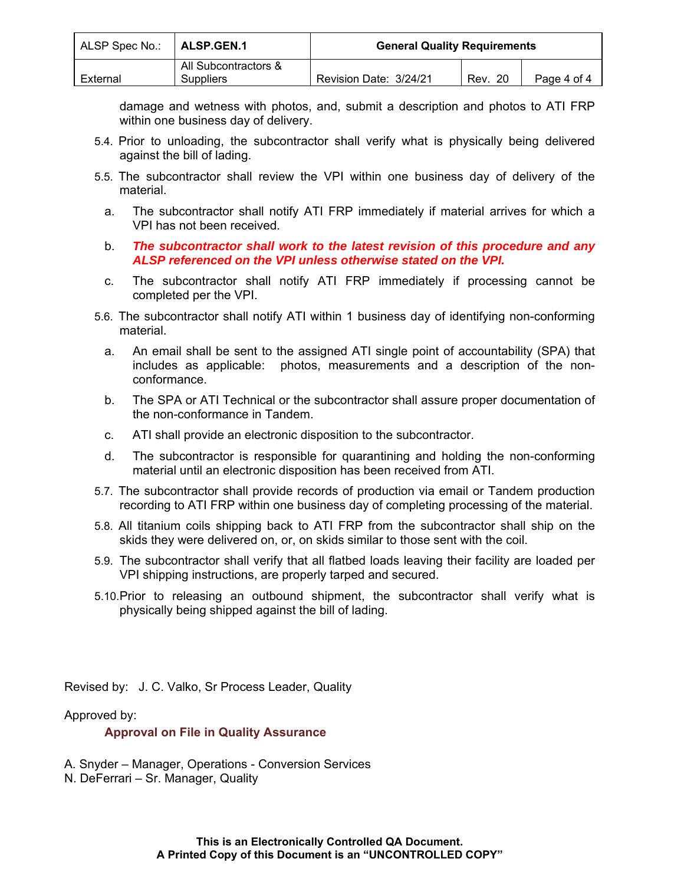damage and wetness with photos, and, submit a description and photos to ATI FRP within one business day of delivery.

5.4. Prior to unloading, the subcontractor shall verify what is physically being delivered against the bill of lading.

5.5. The subcontractor shall review the VPI within one business day of delivery of the material.

   a. The subcontractor shall notify ATI FRP immediately if material arrives for which a VPI has not been received.

   b. ***The subcontractor shall work to the latest revision of this procedure and any ALSP referenced on the VPI unless otherwise stated on the VPI.***

   c. The subcontractor shall notify ATI FRP immediately if processing cannot be completed per the VPI.

5.6. The subcontractor shall notify ATI within 1 business day of identifying non-conforming material.

   a. An email shall be sent to the assigned ATI single point of accountability (SPA) that includes as applicable: photos, measurements and a description of the non-conformance.

   b. The SPA or ATI Technical or the subcontractor shall assure proper documentation of the non-conformance in Tandem.

   c. ATI shall provide an electronic disposition to the subcontractor.

   d. The subcontractor is responsible for quarantining and holding the non-conforming material until an electronic disposition has been received from ATI.

5.7. The subcontractor shall provide records of production via email or Tandem production recording to ATI FRP within one business day of completing processing of the material.

5.8. All titanium coils shipping back to ATI FRP from the subcontractor shall ship on the skids they were delivered on, or, on skids similar to those sent with the coil.

5.9. The subcontractor shall verify that all flatbed loads leaving their facility are loaded per VPI shipping instructions, are properly tarped and secured.

5.10. Prior to releasing an outbound shipment, the subcontractor shall verify what is physically being shipped against the bill of lading.

Revised by: J. C. Valko, Sr Process Leader, Quality

Approved by:

**Approval on File in Quality Assurance**

A. Snyder – Manager, Operations - Conversion Services
N. DeFerrari – Sr. Manager, Quality

**This is an Electronically Controlled QA Document.**
**A Printed Copy of this Document is an "UNCONTROLLED COPY"**